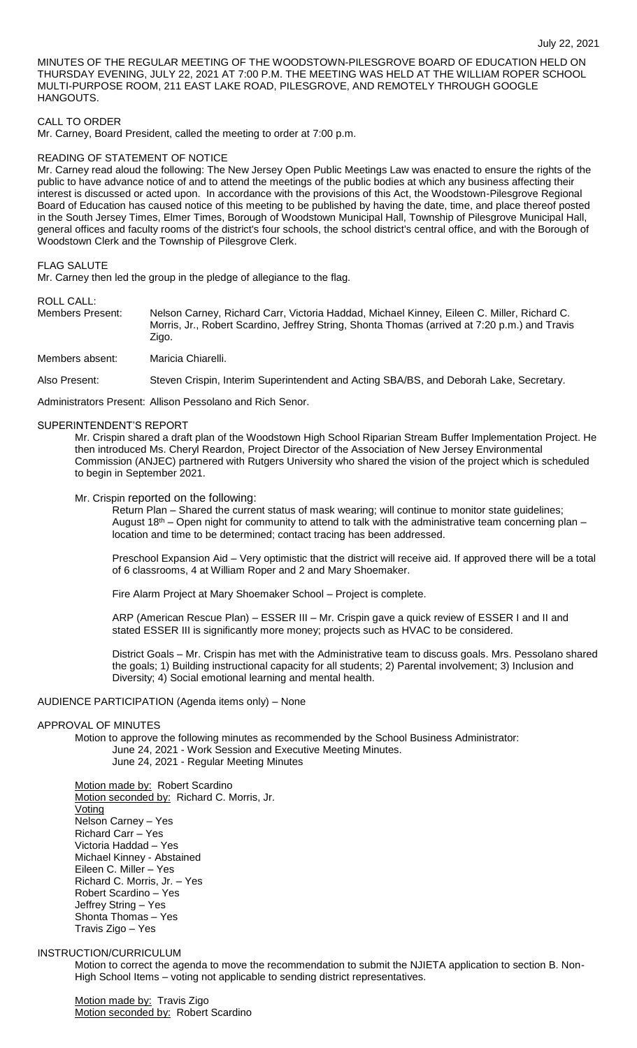MINUTES OF THE REGULAR MEETING OF THE WOODSTOWN-PILESGROVE BOARD OF EDUCATION HELD ON THURSDAY EVENING, JULY 22, 2021 AT 7:00 P.M. THE MEETING WAS HELD AT THE WILLIAM ROPER SCHOOL MULTI-PURPOSE ROOM, 211 EAST LAKE ROAD, PILESGROVE, AND REMOTELY THROUGH GOOGLE HANGOUTS.

CALL TO ORDER

Mr. Carney, Board President, called the meeting to order at 7:00 p.m.

READING OF STATEMENT OF NOTICE

Mr. Carney read aloud the following: The New Jersey Open Public Meetings Law was enacted to ensure the rights of the public to have advance notice of and to attend the meetings of the public bodies at which any business affecting their interest is discussed or acted upon. In accordance with the provisions of this Act, the Woodstown-Pilesgrove Regional Board of Education has caused notice of this meeting to be published by having the date, time, and place thereof posted in the South Jersey Times, Elmer Times, Borough of Woodstown Municipal Hall, Township of Pilesgrove Municipal Hall, general offices and faculty rooms of the district's four schools, the school district's central office, and with the Borough of Woodstown Clerk and the Township of Pilesgrove Clerk.

FLAG SALUTE

Mr. Carney then led the group in the pledge of allegiance to the flag.

ROLL CALL:

Members Present: Nelson Carney, Richard Carr, Victoria Haddad, Michael Kinney, Eileen C. Miller, Richard C. Morris, Jr., Robert Scardino, Jeffrey String, Shonta Thomas (arrived at 7:20 p.m.) and Travis Zigo.

Members absent: Maricia Chiarelli.

Also Present: Steven Crispin, Interim Superintendent and Acting SBA/BS, and Deborah Lake, Secretary.

Administrators Present: Allison Pessolano and Rich Senor.

SUPERINTENDENT'S REPORT

Mr. Crispin shared a draft plan of the Woodstown High School Riparian Stream Buffer Implementation Project. He then introduced Ms. Cheryl Reardon, Project Director of the Association of New Jersey Environmental Commission (ANJEC) partnered with Rutgers University who shared the vision of the project which is scheduled to begin in September 2021.

Mr. Crispin reported on the following:

Return Plan – Shared the current status of mask wearing; will continue to monitor state guidelines; August 18th – Open night for community to attend to talk with the administrative team concerning plan – location and time to be determined; contact tracing has been addressed.

Preschool Expansion Aid – Very optimistic that the district will receive aid. If approved there will be a total of 6 classrooms, 4 at William Roper and 2 and Mary Shoemaker.

Fire Alarm Project at Mary Shoemaker School – Project is complete.

ARP (American Rescue Plan) – ESSER III – Mr. Crispin gave a quick review of ESSER I and II and stated ESSER III is significantly more money; projects such as HVAC to be considered.

District Goals – Mr. Crispin has met with the Administrative team to discuss goals. Mrs. Pessolano shared the goals; 1) Building instructional capacity for all students; 2) Parental involvement; 3) Inclusion and Diversity; 4) Social emotional learning and mental health.

AUDIENCE PARTICIPATION (Agenda items only) – None

APPROVAL OF MINUTES

Motion to approve the following minutes as recommended by the School Business Administrator:
June 24, 2021 - Work Session and Executive Meeting Minutes.
June 24, 2021 - Regular Meeting Minutes

Motion made by: Robert Scardino
Motion seconded by: Richard C. Morris, Jr.
Voting
Nelson Carney – Yes
Richard Carr – Yes
Victoria Haddad – Yes
Michael Kinney - Abstained
Eileen C. Miller – Yes
Richard C. Morris, Jr. – Yes
Robert Scardino – Yes
Jeffrey String – Yes
Shonta Thomas – Yes
Travis Zigo – Yes

INSTRUCTION/CURRICULUM

Motion to correct the agenda to move the recommendation to submit the NJIETA application to section B. Non-High School Items – voting not applicable to sending district representatives.

Motion made by: Travis Zigo
Motion seconded by: Robert Scardino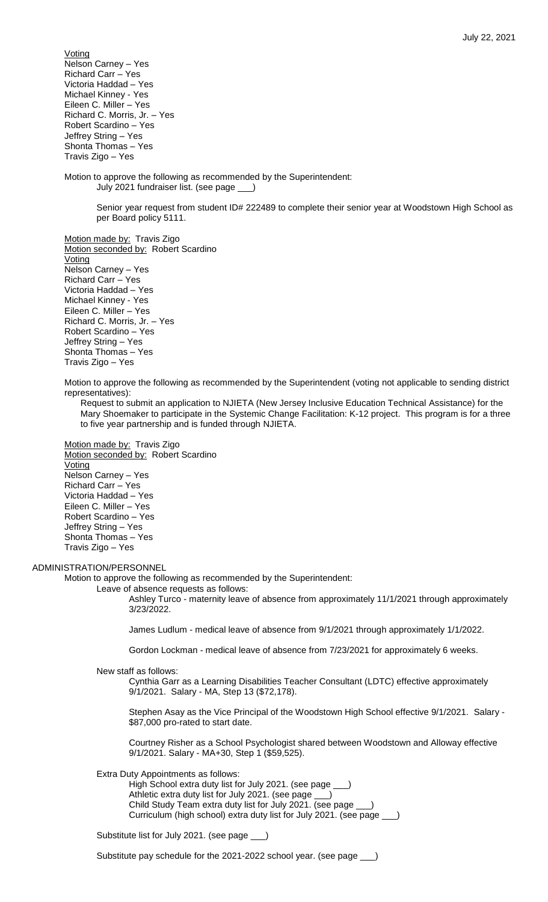Voting
Nelson Carney – Yes
Richard Carr – Yes
Victoria Haddad – Yes
Michael Kinney - Yes
Eileen C. Miller – Yes
Richard C. Morris, Jr. – Yes
Robert Scardino – Yes
Jeffrey String – Yes
Shonta Thomas – Yes
Travis Zigo – Yes

Motion to approve the following as recommended by the Superintendent:

July 2021 fundraiser list. (see page ___)

Senior year request from student ID# 222489 to complete their senior year at Woodstown High School as per Board policy 5111.

Motion made by: Travis Zigo
Motion seconded by: Robert Scardino
Voting
Nelson Carney – Yes
Richard Carr – Yes
Victoria Haddad – Yes
Michael Kinney - Yes
Eileen C. Miller – Yes
Richard C. Morris, Jr. – Yes
Robert Scardino – Yes
Jeffrey String – Yes
Shonta Thomas – Yes
Travis Zigo – Yes

Motion to approve the following as recommended by the Superintendent (voting not applicable to sending district representatives):

Request to submit an application to NJIETA (New Jersey Inclusive Education Technical Assistance) for the Mary Shoemaker to participate in the Systemic Change Facilitation: K-12 project. This program is for a three to five year partnership and is funded through NJIETA.

Motion made by: Travis Zigo
Motion seconded by: Robert Scardino
Voting
Nelson Carney – Yes
Richard Carr – Yes
Victoria Haddad – Yes
Eileen C. Miller – Yes
Robert Scardino – Yes
Jeffrey String – Yes
Shonta Thomas – Yes
Travis Zigo – Yes

ADMINISTRATION/PERSONNEL

Motion to approve the following as recommended by the Superintendent:

Leave of absence requests as follows:

Ashley Turco - maternity leave of absence from approximately 11/1/2021 through approximately 3/23/2022.

James Ludlum - medical leave of absence from 9/1/2021 through approximately 1/1/2022.

Gordon Lockman - medical leave of absence from 7/23/2021 for approximately 6 weeks.

New staff as follows:

Cynthia Garr as a Learning Disabilities Teacher Consultant (LDTC) effective approximately 9/1/2021. Salary - MA, Step 13 ($72,178).

Stephen Asay as the Vice Principal of the Woodstown High School effective 9/1/2021. Salary - $87,000 pro-rated to start date.

Courtney Risher as a School Psychologist shared between Woodstown and Alloway effective 9/1/2021. Salary - MA+30, Step 1 ($59,525).

Extra Duty Appointments as follows:

High School extra duty list for July 2021. (see page ___)
Athletic extra duty list for July 2021. (see page ___)
Child Study Team extra duty list for July 2021. (see page ___)
Curriculum (high school) extra duty list for July 2021. (see page ___)

Substitute list for July 2021. (see page ___)

Substitute pay schedule for the 2021-2022 school year. (see page ___)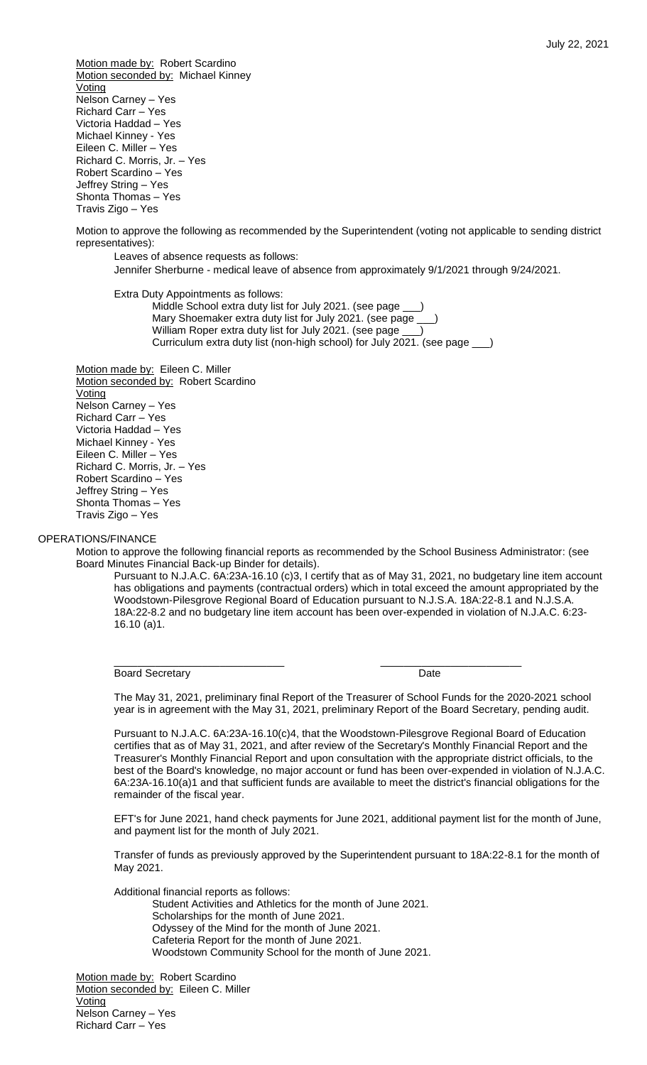Motion made by: Robert Scardino
Motion seconded by: Michael Kinney
Voting
Nelson Carney – Yes
Richard Carr – Yes
Victoria Haddad – Yes
Michael Kinney - Yes
Eileen C. Miller – Yes
Richard C. Morris, Jr. – Yes
Robert Scardino – Yes
Jeffrey String – Yes
Shonta Thomas – Yes
Travis Zigo – Yes

Motion to approve the following as recommended by the Superintendent (voting not applicable to sending district representatives):

Leaves of absence requests as follows:
Jennifer Sherburne - medical leave of absence from approximately 9/1/2021 through 9/24/2021.

Extra Duty Appointments as follows:
- Middle School extra duty list for July 2021. (see page ___)
- Mary Shoemaker extra duty list for July 2021. (see page ___)
- William Roper extra duty list for July 2021. (see page ___)
- Curriculum extra duty list (non-high school) for July 2021. (see page ___)

Motion made by: Eileen C. Miller
Motion seconded by: Robert Scardino
Voting
Nelson Carney – Yes
Richard Carr – Yes
Victoria Haddad – Yes
Michael Kinney - Yes
Eileen C. Miller – Yes
Richard C. Morris, Jr. – Yes
Robert Scardino – Yes
Jeffrey String – Yes
Shonta Thomas – Yes
Travis Zigo – Yes

## OPERATIONS/FINANCE

Motion to approve the following financial reports as recommended by the School Business Administrator: (see Board Minutes Financial Back-up Binder for details).

Pursuant to N.J.A.C. 6A:23A-16.10 (c)3, I certify that as of May 31, 2021, no budgetary line item account has obligations and payments (contractual orders) which in total exceed the amount appropriated by the Woodstown-Pilesgrove Regional Board of Education pursuant to N.J.S.A. 18A:22-8.1 and N.J.S.A. 18A:22-8.2 and no budgetary line item account has been over-expended in violation of N.J.A.C. 6:23-16.10 (a)1.

\_\_\_\_\_\_\_\_\_\_\_\_\_\_\_\_\_\_\_\_\_\_\_\_\_\_\_\_\_\_ \_\_\_\_\_\_\_\_\_\_\_\_\_\_\_\_\_\_\_\_\_\_\_\_\_\_
Board Secretary Date

The May 31, 2021, preliminary final Report of the Treasurer of School Funds for the 2020-2021 school year is in agreement with the May 31, 2021, preliminary Report of the Board Secretary, pending audit.

Pursuant to N.J.A.C. 6A:23A-16.10(c)4, that the Woodstown-Pilesgrove Regional Board of Education certifies that as of May 31, 2021, and after review of the Secretary's Monthly Financial Report and the Treasurer's Monthly Financial Report and upon consultation with the appropriate district officials, to the best of the Board's knowledge, no major account or fund has been over-expended in violation of N.J.A.C. 6A:23A-16.10(a)1 and that sufficient funds are available to meet the district's financial obligations for the remainder of the fiscal year.

EFT's for June 2021, hand check payments for June 2021, additional payment list for the month of June, and payment list for the month of July 2021.

Transfer of funds as previously approved by the Superintendent pursuant to 18A:22-8.1 for the month of May 2021.

Additional financial reports as follows:
- Student Activities and Athletics for the month of June 2021.
- Scholarships for the month of June 2021.
- Odyssey of the Mind for the month of June 2021.
- Cafeteria Report for the month of June 2021.
- Woodstown Community School for the month of June 2021.

Motion made by: Robert Scardino
Motion seconded by: Eileen C. Miller
Voting
Nelson Carney – Yes
Richard Carr – Yes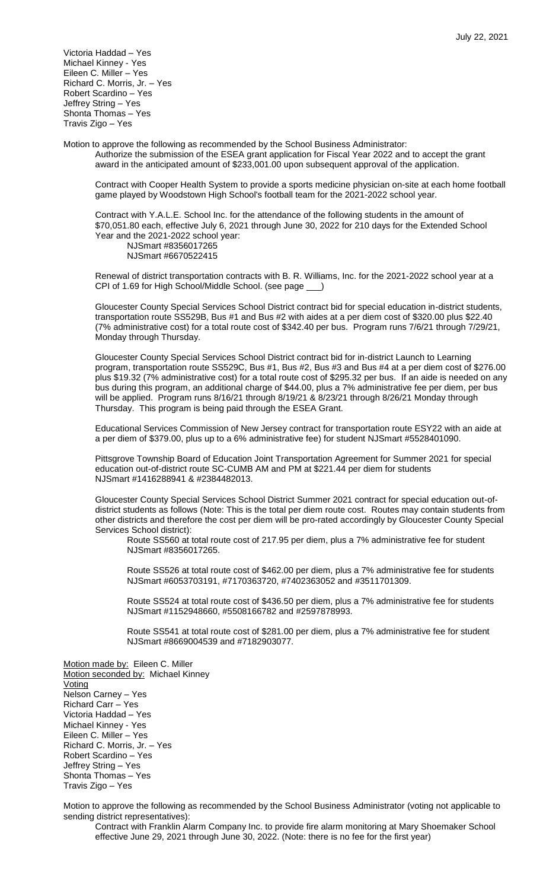Victoria Haddad – Yes
Michael Kinney - Yes
Eileen C. Miller – Yes
Richard C. Morris, Jr. – Yes
Robert Scardino – Yes
Jeffrey String – Yes
Shonta Thomas – Yes
Travis Zigo – Yes

Motion to approve the following as recommended by the School Business Administrator:

Authorize the submission of the ESEA grant application for Fiscal Year 2022 and to accept the grant award in the anticipated amount of $233,001.00 upon subsequent approval of the application.

Contract with Cooper Health System to provide a sports medicine physician on-site at each home football game played by Woodstown High School's football team for the 2021-2022 school year.

Contract with Y.A.L.E. School Inc. for the attendance of the following students in the amount of $70,051.80 each, effective July 6, 2021 through June 30, 2022 for 210 days for the Extended School Year and the 2021-2022 school year:

NJSmart #8356017265
NJSmart #6670522415

Renewal of district transportation contracts with B. R. Williams, Inc. for the 2021-2022 school year at a CPI of 1.69 for High School/Middle School. (see page ___)

Gloucester County Special Services School District contract bid for special education in-district students, transportation route SS529B, Bus #1 and Bus #2 with aides at a per diem cost of $320.00 plus $22.40 (7% administrative cost) for a total route cost of $342.40 per bus. Program runs 7/6/21 through 7/29/21, Monday through Thursday.

Gloucester County Special Services School District contract bid for in-district Launch to Learning program, transportation route SS529C, Bus #1, Bus #2, Bus #3 and Bus #4 at a per diem cost of $276.00 plus $19.32 (7% administrative cost) for a total route cost of $295.32 per bus. If an aide is needed on any bus during this program, an additional charge of $44.00, plus a 7% administrative fee per diem, per bus will be applied. Program runs 8/16/21 through 8/19/21 & 8/23/21 through 8/26/21 Monday through Thursday. This program is being paid through the ESEA Grant.

Educational Services Commission of New Jersey contract for transportation route ESY22 with an aide at a per diem of $379.00, plus up to a 6% administrative fee) for student NJSmart #5528401090.

Pittsgrove Township Board of Education Joint Transportation Agreement for Summer 2021 for special education out-of-district route SC-CUMB AM and PM at $221.44 per diem for students NJSmart #1416288941 & #2384482013.

Gloucester County Special Services School District Summer 2021 contract for special education out-of-district students as follows (Note: This is the total per diem route cost. Routes may contain students from other districts and therefore the cost per diem will be pro-rated accordingly by Gloucester County Special Services School district):

Route SS560 at total route cost of 217.95 per diem, plus a 7% administrative fee for student NJSmart #8356017265.

Route SS526 at total route cost of $462.00 per diem, plus a 7% administrative fee for students NJSmart #6053703191, #7170363720, #7402363052 and #3511701309.

Route SS524 at total route cost of $436.50 per diem, plus a 7% administrative fee for students NJSmart #1152948660, #5508166782 and #2597878993.

Route SS541 at total route cost of $281.00 per diem, plus a 7% administrative fee for student NJSmart #8669004539 and #7182903077.

Motion made by: Eileen C. Miller
Motion seconded by: Michael Kinney
Voting
Nelson Carney – Yes
Richard Carr – Yes
Victoria Haddad – Yes
Michael Kinney - Yes
Eileen C. Miller – Yes
Richard C. Morris, Jr. – Yes
Robert Scardino – Yes
Jeffrey String – Yes
Shonta Thomas – Yes
Travis Zigo – Yes

Motion to approve the following as recommended by the School Business Administrator (voting not applicable to sending district representatives):

Contract with Franklin Alarm Company Inc. to provide fire alarm monitoring at Mary Shoemaker School effective June 29, 2021 through June 30, 2022. (Note: there is no fee for the first year)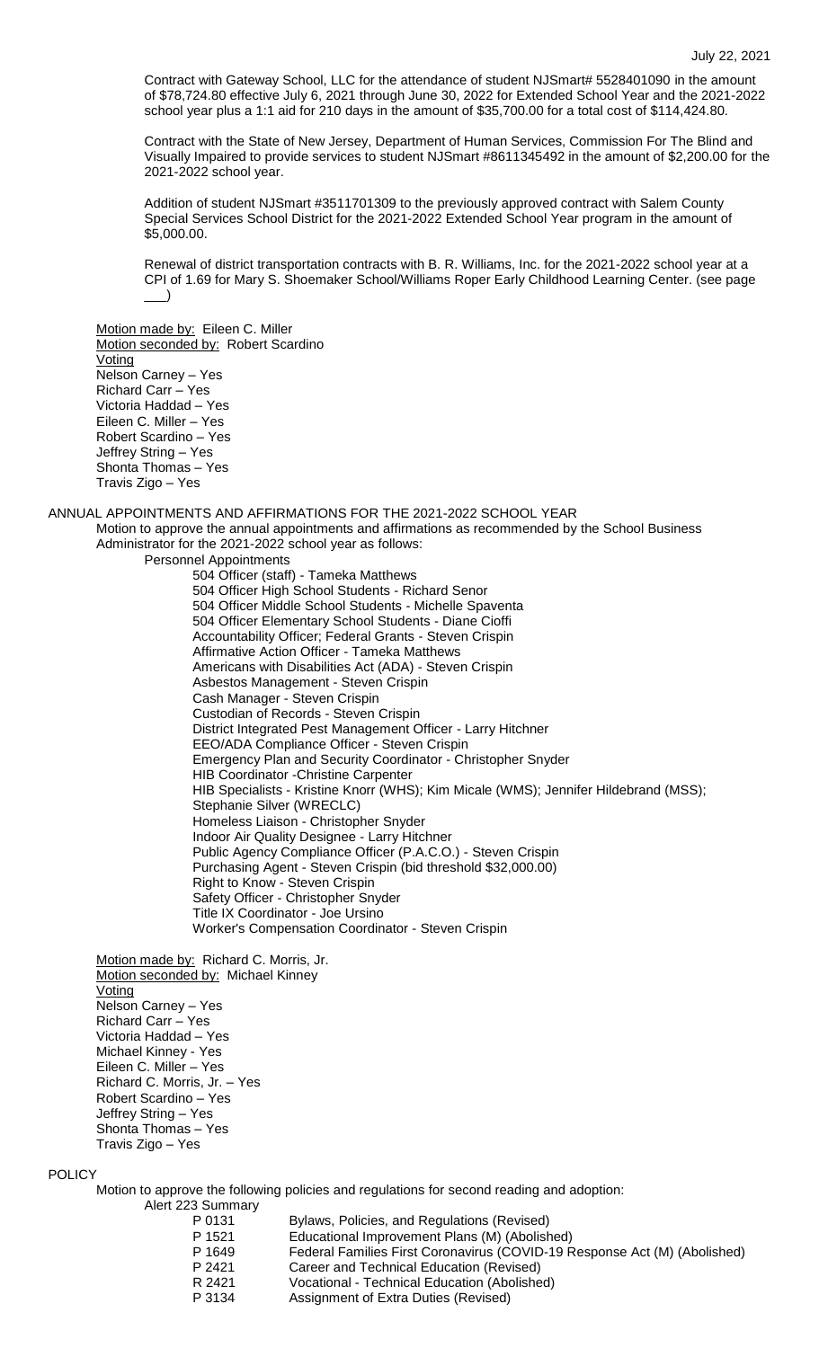Contract with Gateway School, LLC for the attendance of student NJSmart# 5528401090 in the amount of $78,724.80 effective July 6, 2021 through June 30, 2022 for Extended School Year and the 2021-2022 school year plus a 1:1 aid for 210 days in the amount of $35,700.00 for a total cost of $114,424.80.

Contract with the State of New Jersey, Department of Human Services, Commission For The Blind and Visually Impaired to provide services to student NJSmart #8611345492 in the amount of $2,200.00 for the 2021-2022 school year.

Addition of student NJSmart #3511701309 to the previously approved contract with Salem County Special Services School District for the 2021-2022 Extended School Year program in the amount of $5,000.00.

Renewal of district transportation contracts with B. R. Williams, Inc. for the 2021-2022 school year at a CPI of 1.69 for Mary S. Shoemaker School/Williams Roper Early Childhood Learning Center. (see page ___)

Motion made by: Eileen C. Miller
Motion seconded by: Robert Scardino
Voting
Nelson Carney – Yes
Richard Carr – Yes
Victoria Haddad – Yes
Eileen C. Miller – Yes
Robert Scardino – Yes
Jeffrey String – Yes
Shonta Thomas – Yes
Travis Zigo – Yes

ANNUAL APPOINTMENTS AND AFFIRMATIONS FOR THE 2021-2022 SCHOOL YEAR

Motion to approve the annual appointments and affirmations as recommended by the School Business Administrator for the 2021-2022 school year as follows:

Personnel Appointments

504 Officer (staff) - Tameka Matthews
504 Officer High School Students - Richard Senor
504 Officer Middle School Students - Michelle Spaventa
504 Officer Elementary School Students - Diane Cioffi
Accountability Officer; Federal Grants - Steven Crispin
Affirmative Action Officer - Tameka Matthews
Americans with Disabilities Act (ADA) - Steven Crispin
Asbestos Management - Steven Crispin
Cash Manager - Steven Crispin
Custodian of Records - Steven Crispin
District Integrated Pest Management Officer - Larry Hitchner
EEO/ADA Compliance Officer - Steven Crispin
Emergency Plan and Security Coordinator - Christopher Snyder
HIB Coordinator -Christine Carpenter
HIB Specialists - Kristine Knorr (WHS); Kim Micale (WMS); Jennifer Hildebrand (MSS); Stephanie Silver (WRECLC)
Homeless Liaison - Christopher Snyder
Indoor Air Quality Designee - Larry Hitchner
Public Agency Compliance Officer (P.A.C.O.) - Steven Crispin
Purchasing Agent - Steven Crispin (bid threshold $32,000.00)
Right to Know - Steven Crispin
Safety Officer - Christopher Snyder
Title IX Coordinator - Joe Ursino
Worker's Compensation Coordinator - Steven Crispin

Motion made by: Richard C. Morris, Jr.
Motion seconded by: Michael Kinney
Voting
Nelson Carney – Yes
Richard Carr – Yes
Victoria Haddad – Yes
Michael Kinney - Yes
Eileen C. Miller – Yes
Richard C. Morris, Jr. – Yes
Robert Scardino – Yes
Jeffrey String – Yes
Shonta Thomas – Yes
Travis Zigo – Yes

POLICY

Motion to approve the following policies and regulations for second reading and adoption:

Alert 223 Summary

| | |
|---|---|
| P 0131 | Bylaws, Policies, and Regulations (Revised) |
| P 1521 | Educational Improvement Plans (M) (Abolished) |
| P 1649 | Federal Families First Coronavirus (COVID-19 Response Act (M) (Abolished) |
| P 2421 | Career and Technical Education (Revised) |
| R 2421 | Vocational - Technical Education (Abolished) |
| P 3134 | Assignment of Extra Duties (Revised) |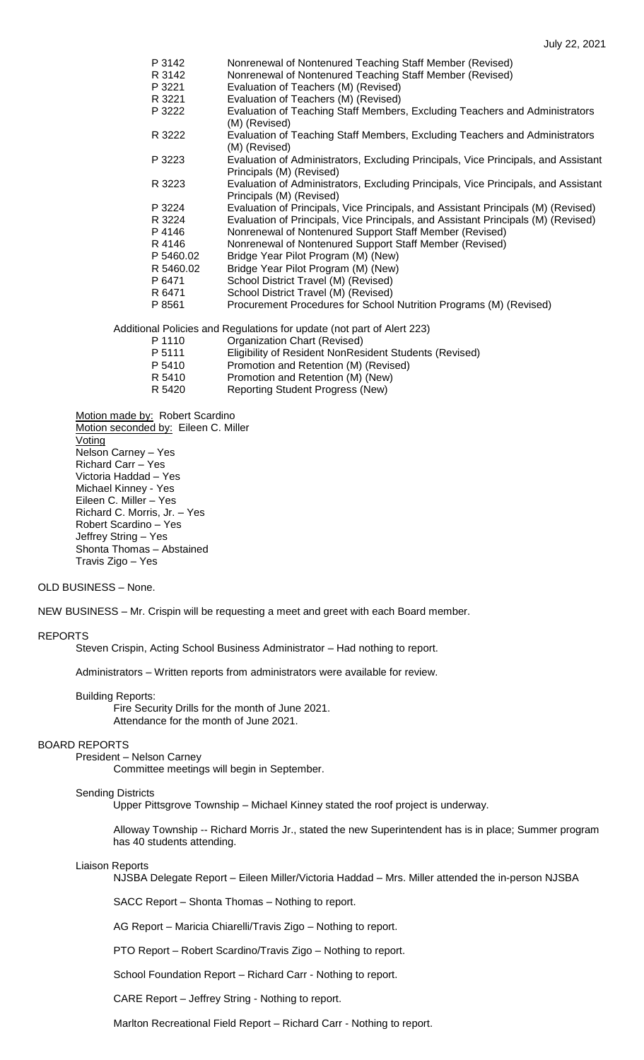| | |
|---|---|
| P 3142 | Nonrenewal of Nontenured Teaching Staff Member (Revised) |
| R 3142 | Nonrenewal of Nontenured Teaching Staff Member (Revised) |
| P 3221 | Evaluation of Teachers (M) (Revised) |
| R 3221 | Evaluation of Teachers (M) (Revised) |
| P 3222 | Evaluation of Teaching Staff Members, Excluding Teachers and Administrators (M) (Revised) |
| R 3222 | Evaluation of Teaching Staff Members, Excluding Teachers and Administrators (M) (Revised) |
| P 3223 | Evaluation of Administrators, Excluding Principals, Vice Principals, and Assistant Principals (M) (Revised) |
| R 3223 | Evaluation of Administrators, Excluding Principals, Vice Principals, and Assistant Principals (M) (Revised) |
| P 3224 | Evaluation of Principals, Vice Principals, and Assistant Principals (M) (Revised) |
| R 3224 | Evaluation of Principals, Vice Principals, and Assistant Principals (M) (Revised) |
| P 4146 | Nonrenewal of Nontenured Support Staff Member (Revised) |
| R 4146 | Nonrenewal of Nontenured Support Staff Member (Revised) |
| P 5460.02 | Bridge Year Pilot Program (M) (New) |
| R 5460.02 | Bridge Year Pilot Program (M) (New) |
| P 6471 | School District Travel (M) (Revised) |
| R 6471 | School District Travel (M) (Revised) |
| P 8561 | Procurement Procedures for School Nutrition Programs (M) (Revised) |

Additional Policies and Regulations for update (not part of Alert 223)

| | |
|---|---|
| P 1110 | Organization Chart (Revised) |
| P 5111 | Eligibility of Resident NonResident Students (Revised) |
| P 5410 | Promotion and Retention (M) (Revised) |
| R 5410 | Promotion and Retention (M) (New) |
| R 5420 | Reporting Student Progress (New) |

Motion made by: Robert Scardino
Motion seconded by: Eileen C. Miller
Voting
Nelson Carney – Yes
Richard Carr – Yes
Victoria Haddad – Yes
Michael Kinney - Yes
Eileen C. Miller – Yes
Richard C. Morris, Jr. – Yes
Robert Scardino – Yes
Jeffrey String – Yes
Shonta Thomas – Abstained
Travis Zigo – Yes

OLD BUSINESS – None.

NEW BUSINESS – Mr. Crispin will be requesting a meet and greet with each Board member.

REPORTS

Steven Crispin, Acting School Business Administrator – Had nothing to report.

Administrators – Written reports from administrators were available for review.

Building Reports:
Fire Security Drills for the month of June 2021.
Attendance for the month of June 2021.

BOARD REPORTS

President – Nelson Carney
Committee meetings will begin in September.

Sending Districts

Upper Pittsgrove Township – Michael Kinney stated the roof project is underway.

Alloway Township -- Richard Morris Jr., stated the new Superintendent has is in place; Summer program has 40 students attending.

Liaison Reports

NJSBA Delegate Report – Eileen Miller/Victoria Haddad – Mrs. Miller attended the in-person NJSBA

SACC Report – Shonta Thomas – Nothing to report.

AG Report – Maricia Chiarelli/Travis Zigo – Nothing to report.

PTO Report – Robert Scardino/Travis Zigo – Nothing to report.

School Foundation Report – Richard Carr - Nothing to report.

CARE Report – Jeffrey String - Nothing to report.

Marlton Recreational Field Report – Richard Carr - Nothing to report.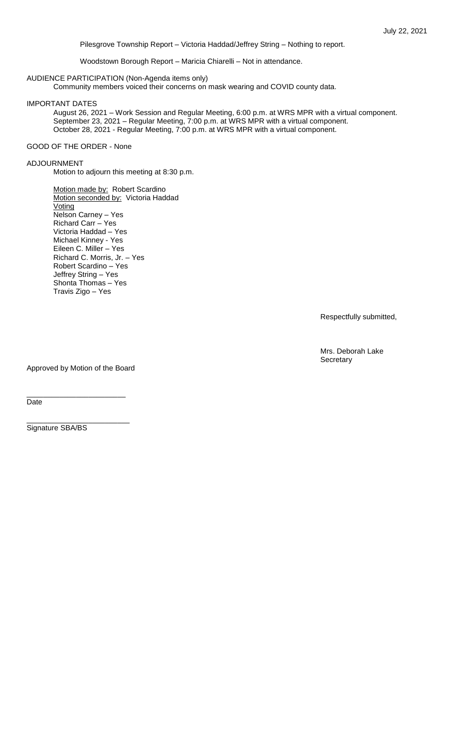Pilesgrove Township Report – Victoria Haddad/Jeffrey String – Nothing to report.

Woodstown Borough Report – Maricia Chiarelli – Not in attendance.

AUDIENCE PARTICIPATION (Non-Agenda items only)

Community members voiced their concerns on mask wearing and COVID county data.

IMPORTANT DATES

August 26, 2021 – Work Session and Regular Meeting, 6:00 p.m. at WRS MPR with a virtual component.
September 23, 2021 – Regular Meeting, 7:00 p.m. at WRS MPR with a virtual component.
October 28, 2021 - Regular Meeting, 7:00 p.m. at WRS MPR with a virtual component.

GOOD OF THE ORDER - None

ADJOURNMENT

Motion to adjourn this meeting at 8:30 p.m.

Motion made by: Robert Scardino
Motion seconded by: Victoria Haddad
Voting
Nelson Carney – Yes
Richard Carr – Yes
Victoria Haddad – Yes
Michael Kinney - Yes
Eileen C. Miller – Yes
Richard C. Morris, Jr. – Yes
Robert Scardino – Yes
Jeffrey String – Yes
Shonta Thomas – Yes
Travis Zigo – Yes

Respectfully submitted,

Mrs. Deborah Lake
Secretary

Approved by Motion of the Board

________________________
Date

_________________________
Signature SBA/BS